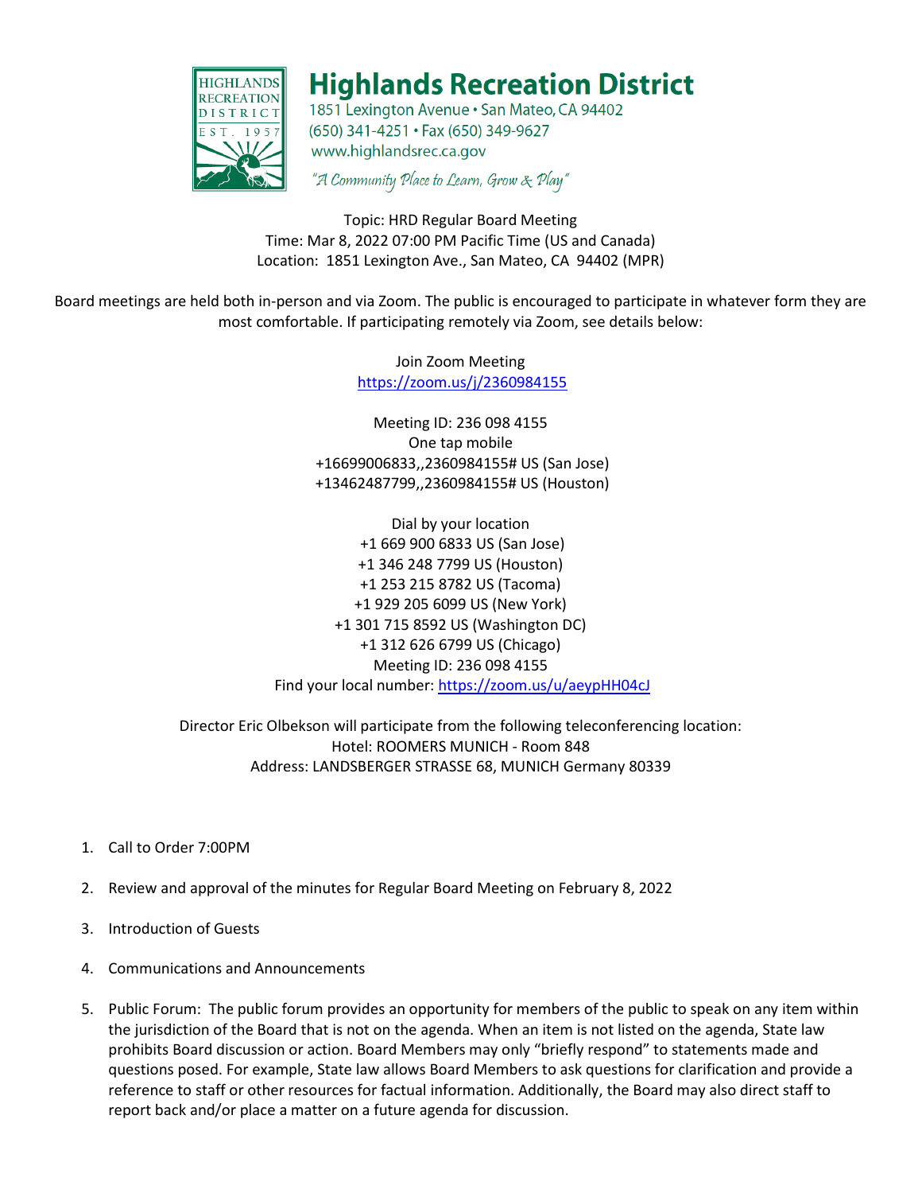# Highlands Recreation District

1851 Lexington Avenue • San Mateo, CA 94402
(650) 341-4251 • Fax (650) 349-9627
www.highlandsrec.ca.gov

*"A Community Place to Learn, Grow & Play"*

Topic: HRD Regular Board Meeting
Time: Mar 8, 2022 07:00 PM Pacific Time (US and Canada)
Location: 1851 Lexington Ave., San Mateo, CA 94402 (MPR)

Board meetings are held both in-person and via Zoom. The public is encouraged to participate in whatever form they are most comfortable. If participating remotely via Zoom, see details below:

Join Zoom Meeting
https://zoom.us/j/2360984155

Meeting ID: 236 098 4155
One tap mobile
+16699006833,,2360984155# US (San Jose)
+13462487799,,2360984155# US (Houston)

Dial by your location
+1 669 900 6833 US (San Jose)
+1 346 248 7799 US (Houston)
+1 253 215 8782 US (Tacoma)
+1 929 205 6099 US (New York)
+1 301 715 8592 US (Washington DC)
+1 312 626 6799 US (Chicago)
Meeting ID: 236 098 4155
Find your local number: https://zoom.us/u/aeypHH04cJ

Director Eric Olbekson will participate from the following teleconferencing location:
Hotel: ROOMERS MUNICH - Room 848
Address: LANDSBERGER STRASSE 68, MUNICH Germany 80339

1. Call to Order 7:00PM
2. Review and approval of the minutes for Regular Board Meeting on February 8, 2022
3. Introduction of Guests
4. Communications and Announcements
5. Public Forum: The public forum provides an opportunity for members of the public to speak on any item within the jurisdiction of the Board that is not on the agenda. When an item is not listed on the agenda, State law prohibits Board discussion or action. Board Members may only "briefly respond" to statements made and questions posed. For example, State law allows Board Members to ask questions for clarification and provide a reference to staff or other resources for factual information. Additionally, the Board may also direct staff to report back and/or place a matter on a future agenda for discussion.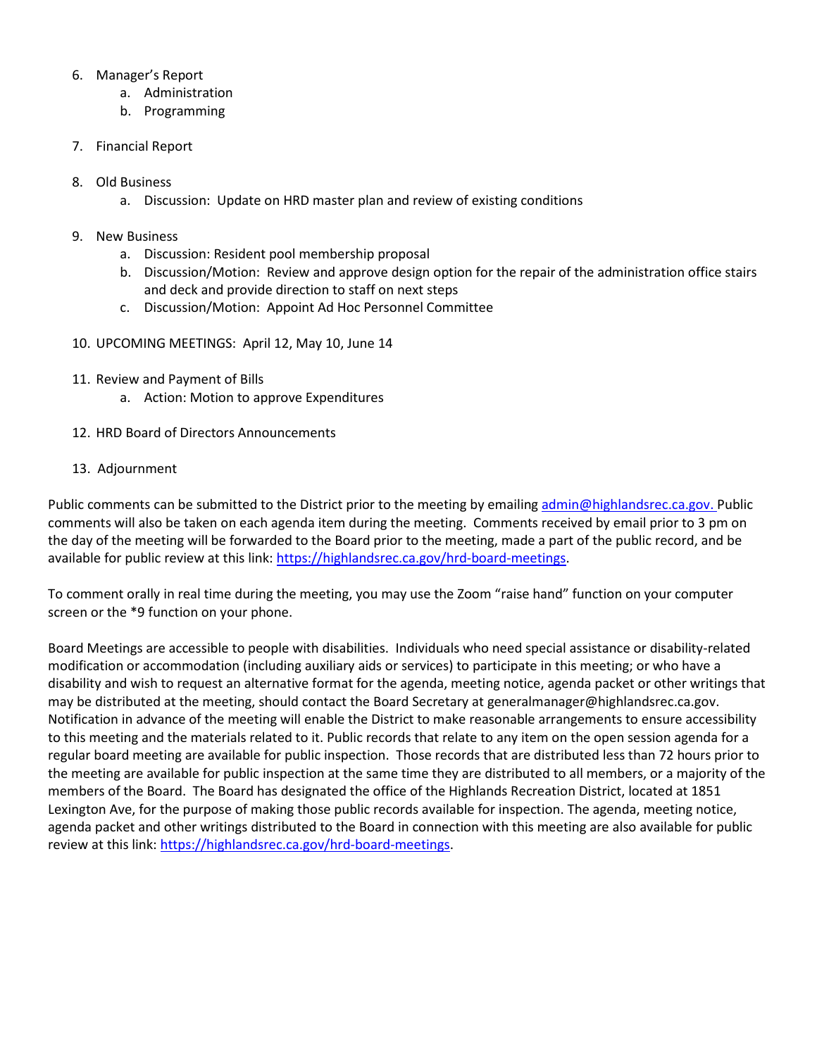6. Manager's Report
    a. Administration
    b. Programming

7. Financial Report

8. Old Business
    a. Discussion: Update on HRD master plan and review of existing conditions

9. New Business
    a. Discussion: Resident pool membership proposal
    b. Discussion/Motion: Review and approve design option for the repair of the administration office stairs and deck and provide direction to staff on next steps
    c. Discussion/Motion: Appoint Ad Hoc Personnel Committee

10. UPCOMING MEETINGS: April 12, May 10, June 14

11. Review and Payment of Bills
    a. Action: Motion to approve Expenditures

12. HRD Board of Directors Announcements

13. Adjournment

Public comments can be submitted to the District prior to the meeting by emailing admin@highlandsrec.ca.gov. Public comments will also be taken on each agenda item during the meeting. Comments received by email prior to 3 pm on the day of the meeting will be forwarded to the Board prior to the meeting, made a part of the public record, and be available for public review at this link: https://highlandsrec.ca.gov/hrd-board-meetings.

To comment orally in real time during the meeting, you may use the Zoom "raise hand" function on your computer screen or the *9 function on your phone.

Board Meetings are accessible to people with disabilities. Individuals who need special assistance or disability-related modification or accommodation (including auxiliary aids or services) to participate in this meeting; or who have a disability and wish to request an alternative format for the agenda, meeting notice, agenda packet or other writings that may be distributed at the meeting, should contact the Board Secretary at generalmanager@highlandsrec.ca.gov. Notification in advance of the meeting will enable the District to make reasonable arrangements to ensure accessibility to this meeting and the materials related to it. Public records that relate to any item on the open session agenda for a regular board meeting are available for public inspection. Those records that are distributed less than 72 hours prior to the meeting are available for public inspection at the same time they are distributed to all members, or a majority of the members of the Board. The Board has designated the office of the Highlands Recreation District, located at 1851 Lexington Ave, for the purpose of making those public records available for inspection. The agenda, meeting notice, agenda packet and other writings distributed to the Board in connection with this meeting are also available for public review at this link: https://highlandsrec.ca.gov/hrd-board-meetings.